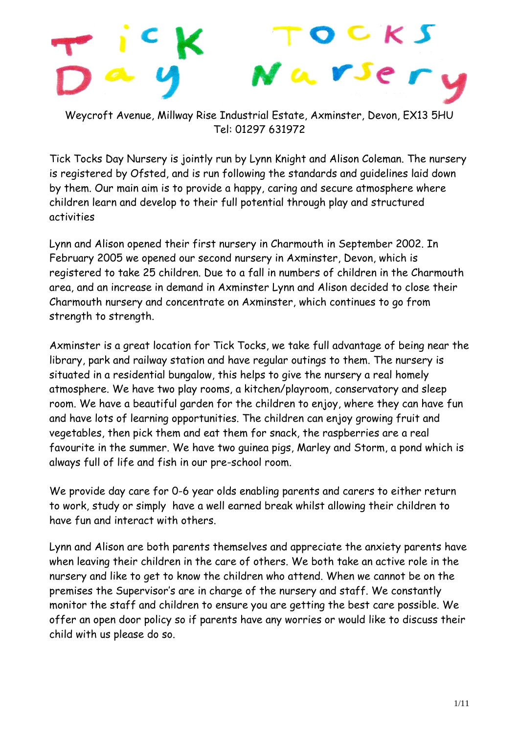# Tick Tocks Day Nursery

Weycroft Avenue, Millway Rise Industrial Estate, Axminster, Devon, EX13 5HU
Tel: 01297 631972

Tick Tocks Day Nursery is jointly run by Lynn Knight and Alison Coleman. The nursery is registered by Ofsted, and is run following the standards and guidelines laid down by them. Our main aim is to provide a happy, caring and secure atmosphere where children learn and develop to their full potential through play and structured activities

Lynn and Alison opened their first nursery in Charmouth in September 2002. In February 2005 we opened our second nursery in Axminster, Devon, which is registered to take 25 children. Due to a fall in numbers of children in the Charmouth area, and an increase in demand in Axminster Lynn and Alison decided to close their Charmouth nursery and concentrate on Axminster, which continues to go from strength to strength.

Axminster is a great location for Tick Tocks, we take full advantage of being near the library, park and railway station and have regular outings to them. The nursery is situated in a residential bungalow, this helps to give the nursery a real homely atmosphere. We have two play rooms, a kitchen/playroom, conservatory and sleep room. We have a beautiful garden for the children to enjoy, where they can have fun and have lots of learning opportunities. The children can enjoy growing fruit and vegetables, then pick them and eat them for snack, the raspberries are a real favourite in the summer. We have two guinea pigs, Marley and Storm, a pond which is always full of life and fish in our pre-school room.

We provide day care for 0-6 year olds enabling parents and carers to either return to work, study or simply have a well earned break whilst allowing their children to have fun and interact with others.

Lynn and Alison are both parents themselves and appreciate the anxiety parents have when leaving their children in the care of others. We both take an active role in the nursery and like to get to know the children who attend. When we cannot be on the premises the Supervisor's are in charge of the nursery and staff. We constantly monitor the staff and children to ensure you are getting the best care possible. We offer an open door policy so if parents have any worries or would like to discuss their child with us please do so.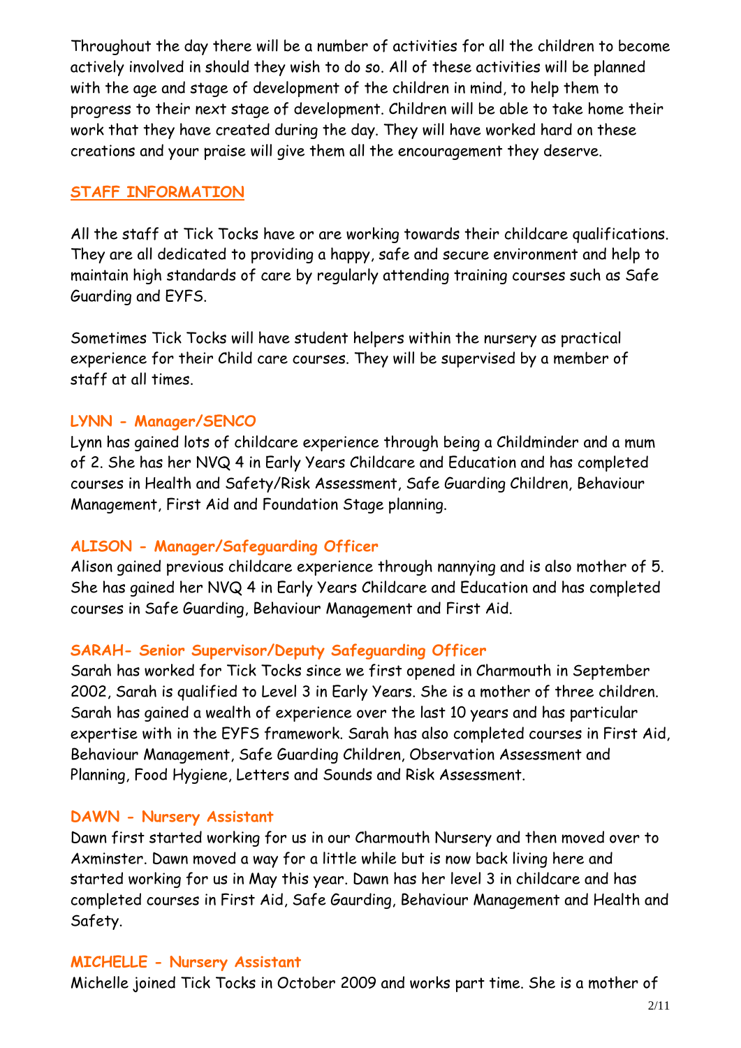Throughout the day there will be a number of activities for all the children to become actively involved in should they wish to do so. All of these activities will be planned with the age and stage of development of the children in mind, to help them to progress to their next stage of development. Children will be able to take home their work that they have created during the day. They will have worked hard on these creations and your praise will give them all the encouragement they deserve.

## STAFF INFORMATION

All the staff at Tick Tocks have or are working towards their childcare qualifications. They are all dedicated to providing a happy, safe and secure environment and help to maintain high standards of care by regularly attending training courses such as Safe Guarding and EYFS.

Sometimes Tick Tocks will have student helpers within the nursery as practical experience for their Child care courses. They will be supervised by a member of staff at all times.

### LYNN - Manager/SENCO

Lynn has gained lots of childcare experience through being a Childminder and a mum of 2. She has her NVQ 4 in Early Years Childcare and Education and has completed courses in Health and Safety/Risk Assessment, Safe Guarding Children, Behaviour Management, First Aid and Foundation Stage planning.

### ALISON - Manager/Safeguarding Officer

Alison gained previous childcare experience through nannying and is also mother of 5. She has gained her NVQ 4 in Early Years Childcare and Education and has completed courses in Safe Guarding, Behaviour Management and First Aid.

### SARAH- Senior Supervisor/Deputy Safeguarding Officer

Sarah has worked for Tick Tocks since we first opened in Charmouth in September 2002, Sarah is qualified to Level 3 in Early Years. She is a mother of three children. Sarah has gained a wealth of experience over the last 10 years and has particular expertise with in the EYFS framework. Sarah has also completed courses in First Aid, Behaviour Management, Safe Guarding Children, Observation Assessment and Planning, Food Hygiene, Letters and Sounds and Risk Assessment.

### DAWN - Nursery Assistant

Dawn first started working for us in our Charmouth Nursery and then moved over to Axminster. Dawn moved a way for a little while but is now back living here and started working for us in May this year. Dawn has her level 3 in childcare and has completed courses in First Aid, Safe Gaurding, Behaviour Management and Health and Safety.

### MICHELLE - Nursery Assistant

Michelle joined Tick Tocks in October 2009 and works part time. She is a mother of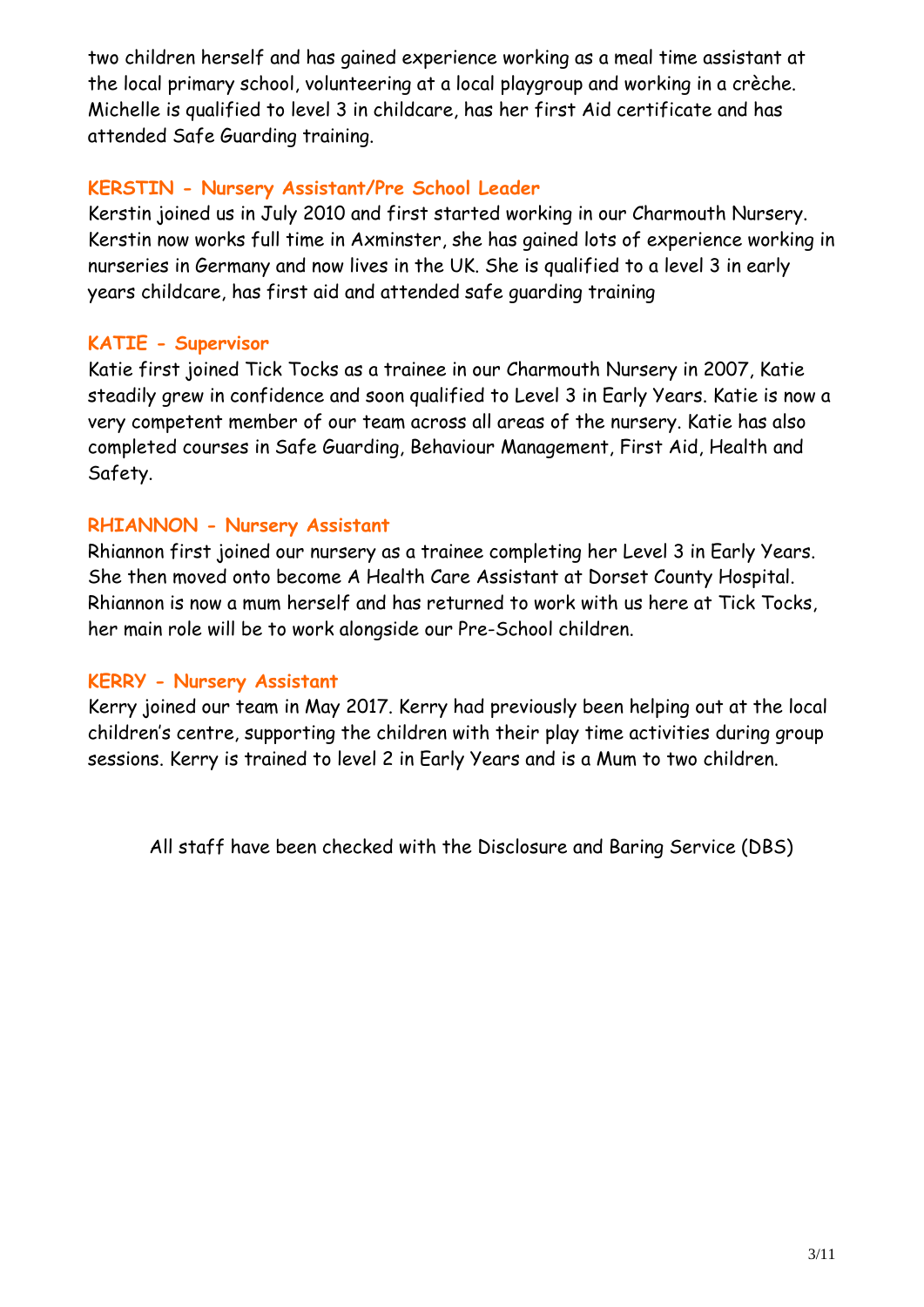two children herself and has gained experience working as a meal time assistant at the local primary school, volunteering at a local playgroup and working in a crèche. Michelle is qualified to level 3 in childcare, has her first Aid certificate and has attended Safe Guarding training.

### KERSTIN - Nursery Assistant/Pre School Leader

Kerstin joined us in July 2010 and first started working in our Charmouth Nursery. Kerstin now works full time in Axminster, she has gained lots of experience working in nurseries in Germany and now lives in the UK. She is qualified to a level 3 in early years childcare, has first aid and attended safe guarding training

### KATIE - Supervisor

Katie first joined Tick Tocks as a trainee in our Charmouth Nursery in 2007, Katie steadily grew in confidence and soon qualified to Level 3 in Early Years. Katie is now a very competent member of our team across all areas of the nursery. Katie has also completed courses in Safe Guarding, Behaviour Management, First Aid, Health and Safety.

### RHIANNON - Nursery Assistant

Rhiannon first joined our nursery as a trainee completing her Level 3 in Early Years. She then moved onto become A Health Care Assistant at Dorset County Hospital. Rhiannon is now a mum herself and has returned to work with us here at Tick Tocks, her main role will be to work alongside our Pre-School children.

### KERRY - Nursery Assistant

Kerry joined our team in May 2017. Kerry had previously been helping out at the local children's centre, supporting the children with their play time activities during group sessions. Kerry is trained to level 2 in Early Years and is a Mum to two children.

All staff have been checked with the Disclosure and Baring Service (DBS)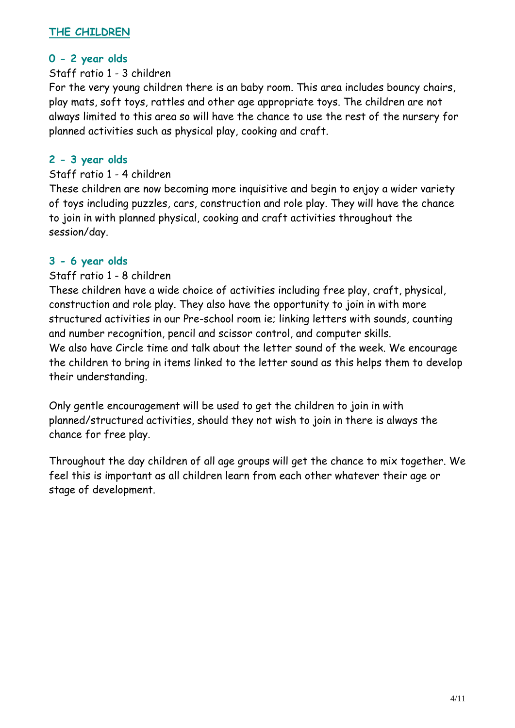## THE CHILDREN

### 0 - 2 year olds

Staff ratio 1 - 3 children

For the very young children there is an baby room. This area includes bouncy chairs, play mats, soft toys, rattles and other age appropriate toys. The children are not always limited to this area so will have the chance to use the rest of the nursery for planned activities such as physical play, cooking and craft.

### 2 - 3 year olds

Staff ratio 1 - 4 children

These children are now becoming more inquisitive and begin to enjoy a wider variety of toys including puzzles, cars, construction and role play. They will have the chance to join in with planned physical, cooking and craft activities throughout the session/day.

### 3 - 6 year olds

Staff ratio 1 - 8 children

These children have a wide choice of activities including free play, craft, physical, construction and role play. They also have the opportunity to join in with more structured activities in our Pre-school room ie; linking letters with sounds, counting and number recognition, pencil and scissor control, and computer skills.

We also have Circle time and talk about the letter sound of the week. We encourage the children to bring in items linked to the letter sound as this helps them to develop their understanding.

Only gentle encouragement will be used to get the children to join in with planned/structured activities, should they not wish to join in there is always the chance for free play.

Throughout the day children of all age groups will get the chance to mix together. We feel this is important as all children learn from each other whatever their age or stage of development.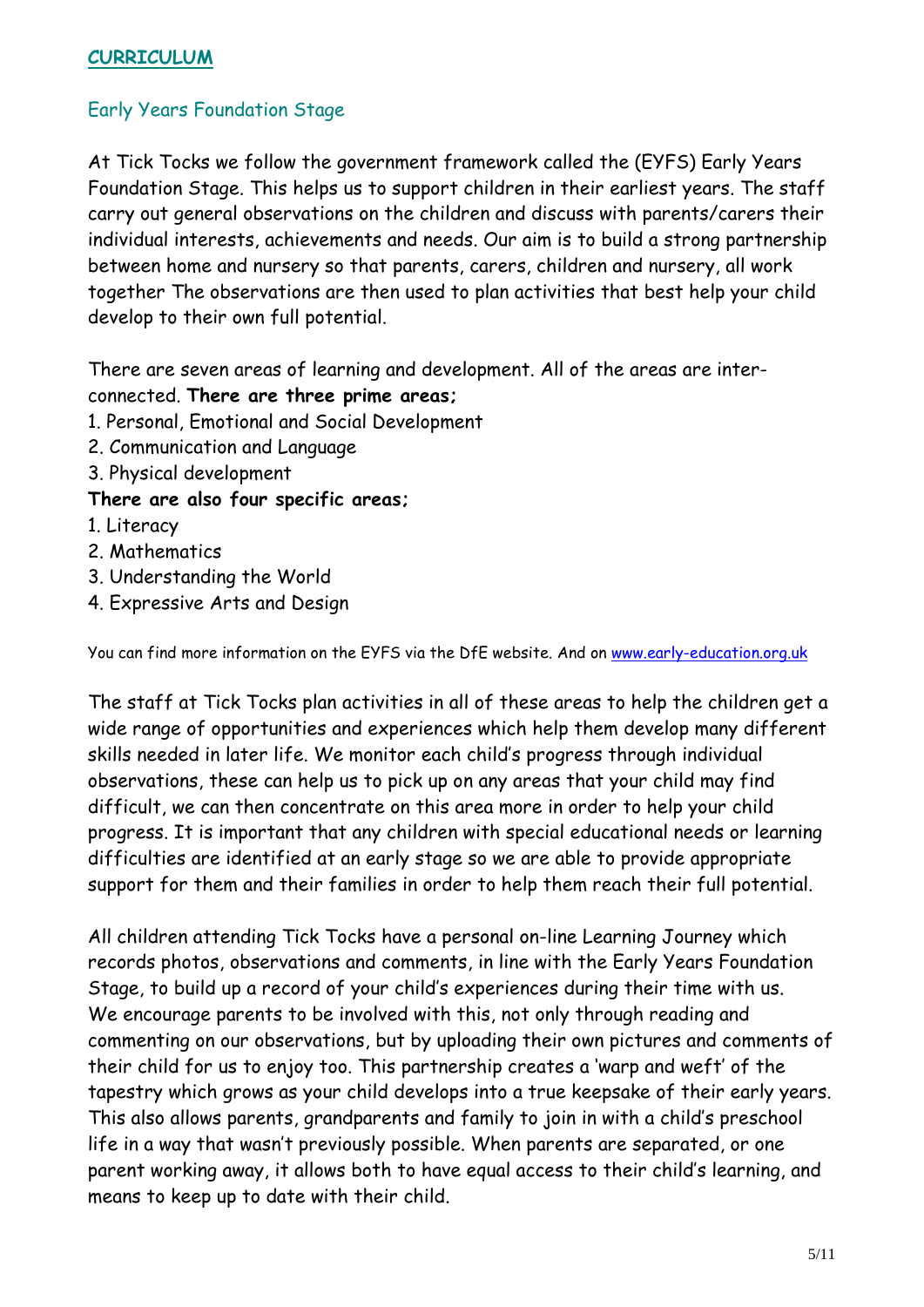## CURRICULUM

### Early Years Foundation Stage

At Tick Tocks we follow the government framework called the (EYFS) Early Years Foundation Stage. This helps us to support children in their earliest years. The staff carry out general observations on the children and discuss with parents/carers their individual interests, achievements and needs. Our aim is to build a strong partnership between home and nursery so that parents, carers, children and nursery, all work together The observations are then used to plan activities that best help your child develop to their own full potential.

There are seven areas of learning and development. All of the areas are inter-connected. **There are three prime areas;**

1. Personal, Emotional and Social Development
2. Communication and Language
3. Physical development

**There are also four specific areas;**

1. Literacy
2. Mathematics
3. Understanding the World
4. Expressive Arts and Design

You can find more information on the EYFS via the DfE website. And on [www.early-education.org.uk](http://www.early-education.org.uk)

The staff at Tick Tocks plan activities in all of these areas to help the children get a wide range of opportunities and experiences which help them develop many different skills needed in later life. We monitor each child's progress through individual observations, these can help us to pick up on any areas that your child may find difficult, we can then concentrate on this area more in order to help your child progress. It is important that any children with special educational needs or learning difficulties are identified at an early stage so we are able to provide appropriate support for them and their families in order to help them reach their full potential.

All children attending Tick Tocks have a personal on-line Learning Journey which records photos, observations and comments, in line with the Early Years Foundation Stage, to build up a record of your child's experiences during their time with us. We encourage parents to be involved with this, not only through reading and commenting on our observations, but by uploading their own pictures and comments of their child for us to enjoy too. This partnership creates a 'warp and weft' of the tapestry which grows as your child develops into a true keepsake of their early years. This also allows parents, grandparents and family to join in with a child's preschool life in a way that wasn't previously possible. When parents are separated, or one parent working away, it allows both to have equal access to their child's learning, and means to keep up to date with their child.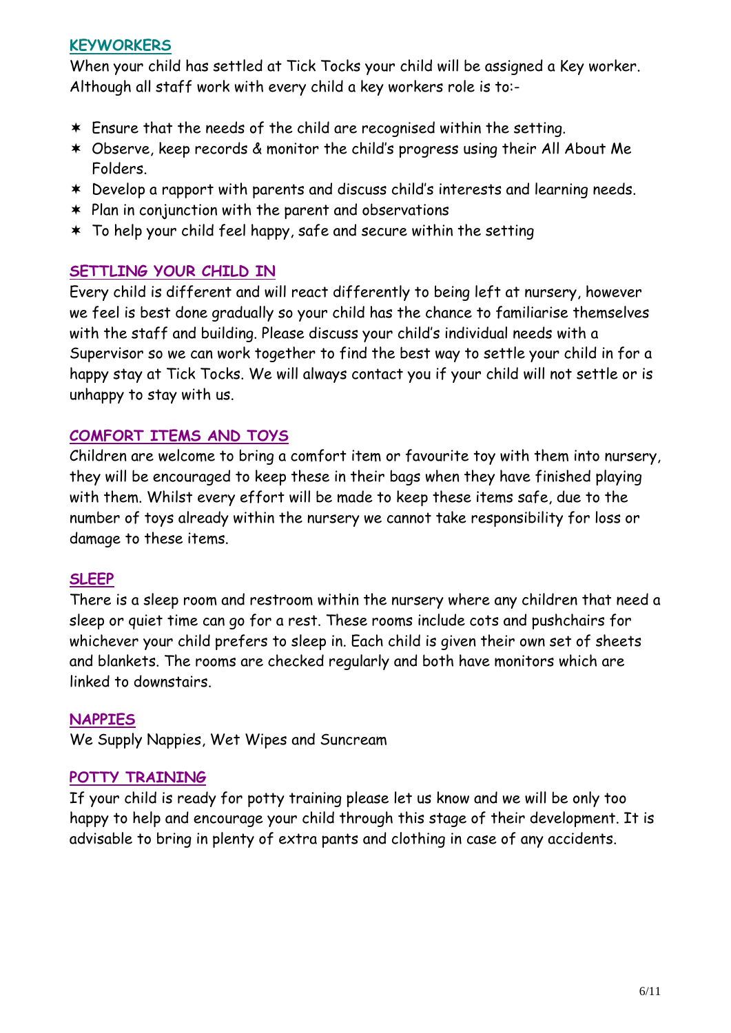## KEYWORKERS

When your child has settled at Tick Tocks your child will be assigned a Key worker. Although all staff work with every child a key workers role is to:-

- Ensure that the needs of the child are recognised within the setting.
- Observe, keep records & monitor the child's progress using their All About Me Folders.
- Develop a rapport with parents and discuss child's interests and learning needs.
- Plan in conjunction with the parent and observations
- To help your child feel happy, safe and secure within the setting

## SETTLING YOUR CHILD IN

Every child is different and will react differently to being left at nursery, however we feel is best done gradually so your child has the chance to familiarise themselves with the staff and building. Please discuss your child's individual needs with a Supervisor so we can work together to find the best way to settle your child in for a happy stay at Tick Tocks. We will always contact you if your child will not settle or is unhappy to stay with us.

## COMFORT ITEMS AND TOYS

Children are welcome to bring a comfort item or favourite toy with them into nursery, they will be encouraged to keep these in their bags when they have finished playing with them. Whilst every effort will be made to keep these items safe, due to the number of toys already within the nursery we cannot take responsibility for loss or damage to these items.

## SLEEP

There is a sleep room and restroom within the nursery where any children that need a sleep or quiet time can go for a rest. These rooms include cots and pushchairs for whichever your child prefers to sleep in. Each child is given their own set of sheets and blankets. The rooms are checked regularly and both have monitors which are linked to downstairs.

## NAPPIES

We Supply Nappies, Wet Wipes and Suncream

## POTTY TRAINING

If your child is ready for potty training please let us know and we will be only too happy to help and encourage your child through this stage of their development. It is advisable to bring in plenty of extra pants and clothing in case of any accidents.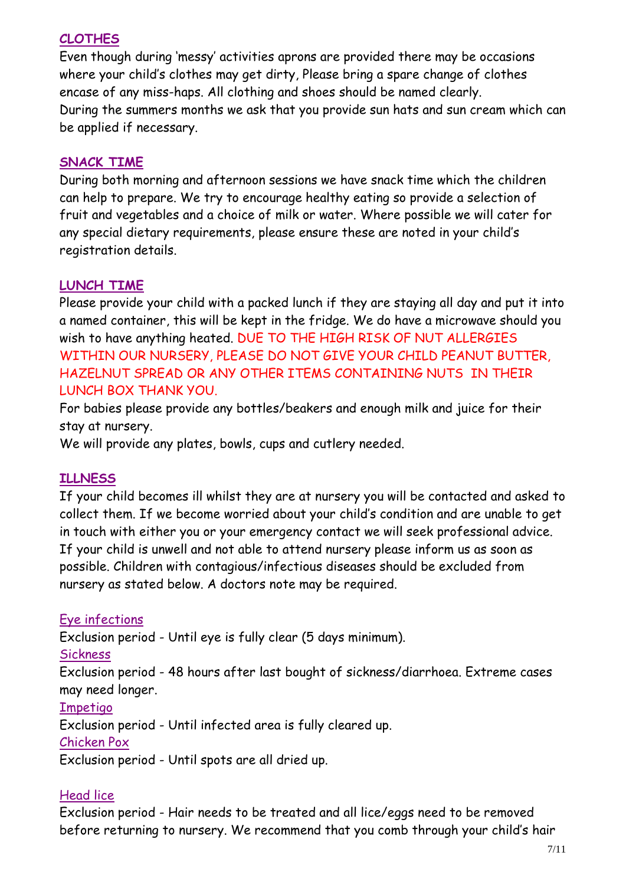## CLOTHES

Even though during 'messy' activities aprons are provided there may be occasions where your child's clothes may get dirty, Please bring a spare change of clothes encase of any miss-haps. All clothing and shoes should be named clearly.
During the summers months we ask that you provide sun hats and sun cream which can be applied if necessary.

## SNACK TIME

During both morning and afternoon sessions we have snack time which the children can help to prepare. We try to encourage healthy eating so provide a selection of fruit and vegetables and a choice of milk or water. Where possible we will cater for any special dietary requirements, please ensure these are noted in your child's registration details.

## LUNCH TIME

Please provide your child with a packed lunch if they are staying all day and put it into a named container, this will be kept in the fridge. We do have a microwave should you wish to have anything heated. DUE TO THE HIGH RISK OF NUT ALLERGIES WITHIN OUR NURSERY, PLEASE DO NOT GIVE YOUR CHILD PEANUT BUTTER, HAZELNUT SPREAD OR ANY OTHER ITEMS CONTAINING NUTS IN THEIR LUNCH BOX THANK YOU.
For babies please provide any bottles/beakers and enough milk and juice for their stay at nursery.
We will provide any plates, bowls, cups and cutlery needed.

## ILLNESS

If your child becomes ill whilst they are at nursery you will be contacted and asked to collect them. If we become worried about your child's condition and are unable to get in touch with either you or your emergency contact we will seek professional advice. If your child is unwell and not able to attend nursery please inform us as soon as possible. Children with contagious/infectious diseases should be excluded from nursery as stated below. A doctors note may be required.

### Eye infections

Exclusion period - Until eye is fully clear (5 days minimum).

### Sickness

Exclusion period - 48 hours after last bought of sickness/diarrhoea. Extreme cases may need longer.

### Impetigo

Exclusion period - Until infected area is fully cleared up.

### Chicken Pox

Exclusion period - Until spots are all dried up.

### Head lice

Exclusion period - Hair needs to be treated and all lice/eggs need to be removed before returning to nursery. We recommend that you comb through your child's hair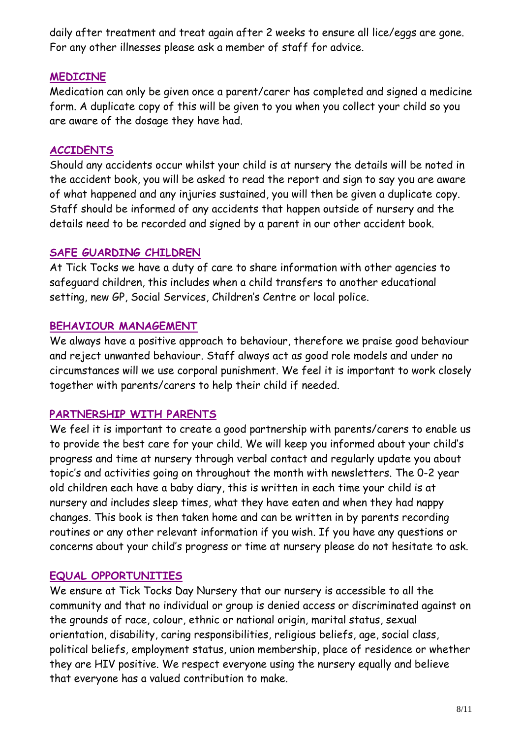daily after treatment and treat again after 2 weeks to ensure all lice/eggs are gone. For any other illnesses please ask a member of staff for advice.

## MEDICINE

Medication can only be given once a parent/carer has completed and signed a medicine form. A duplicate copy of this will be given to you when you collect your child so you are aware of the dosage they have had.

## ACCIDENTS

Should any accidents occur whilst your child is at nursery the details will be noted in the accident book, you will be asked to read the report and sign to say you are aware of what happened and any injuries sustained, you will then be given a duplicate copy. Staff should be informed of any accidents that happen outside of nursery and the details need to be recorded and signed by a parent in our other accident book.

## SAFE GUARDING CHILDREN

At Tick Tocks we have a duty of care to share information with other agencies to safeguard children, this includes when a child transfers to another educational setting, new GP, Social Services, Children's Centre or local police.

## BEHAVIOUR MANAGEMENT

We always have a positive approach to behaviour, therefore we praise good behaviour and reject unwanted behaviour. Staff always act as good role models and under no circumstances will we use corporal punishment. We feel it is important to work closely together with parents/carers to help their child if needed.

## PARTNERSHIP WITH PARENTS

We feel it is important to create a good partnership with parents/carers to enable us to provide the best care for your child. We will keep you informed about your child's progress and time at nursery through verbal contact and regularly update you about topic's and activities going on throughout the month with newsletters. The 0-2 year old children each have a baby diary, this is written in each time your child is at nursery and includes sleep times, what they have eaten and when they had nappy changes. This book is then taken home and can be written in by parents recording routines or any other relevant information if you wish. If you have any questions or concerns about your child's progress or time at nursery please do not hesitate to ask.

## EQUAL OPPORTUNITIES

We ensure at Tick Tocks Day Nursery that our nursery is accessible to all the community and that no individual or group is denied access or discriminated against on the grounds of race, colour, ethnic or national origin, marital status, sexual orientation, disability, caring responsibilities, religious beliefs, age, social class, political beliefs, employment status, union membership, place of residence or whether they are HIV positive. We respect everyone using the nursery equally and believe that everyone has a valued contribution to make.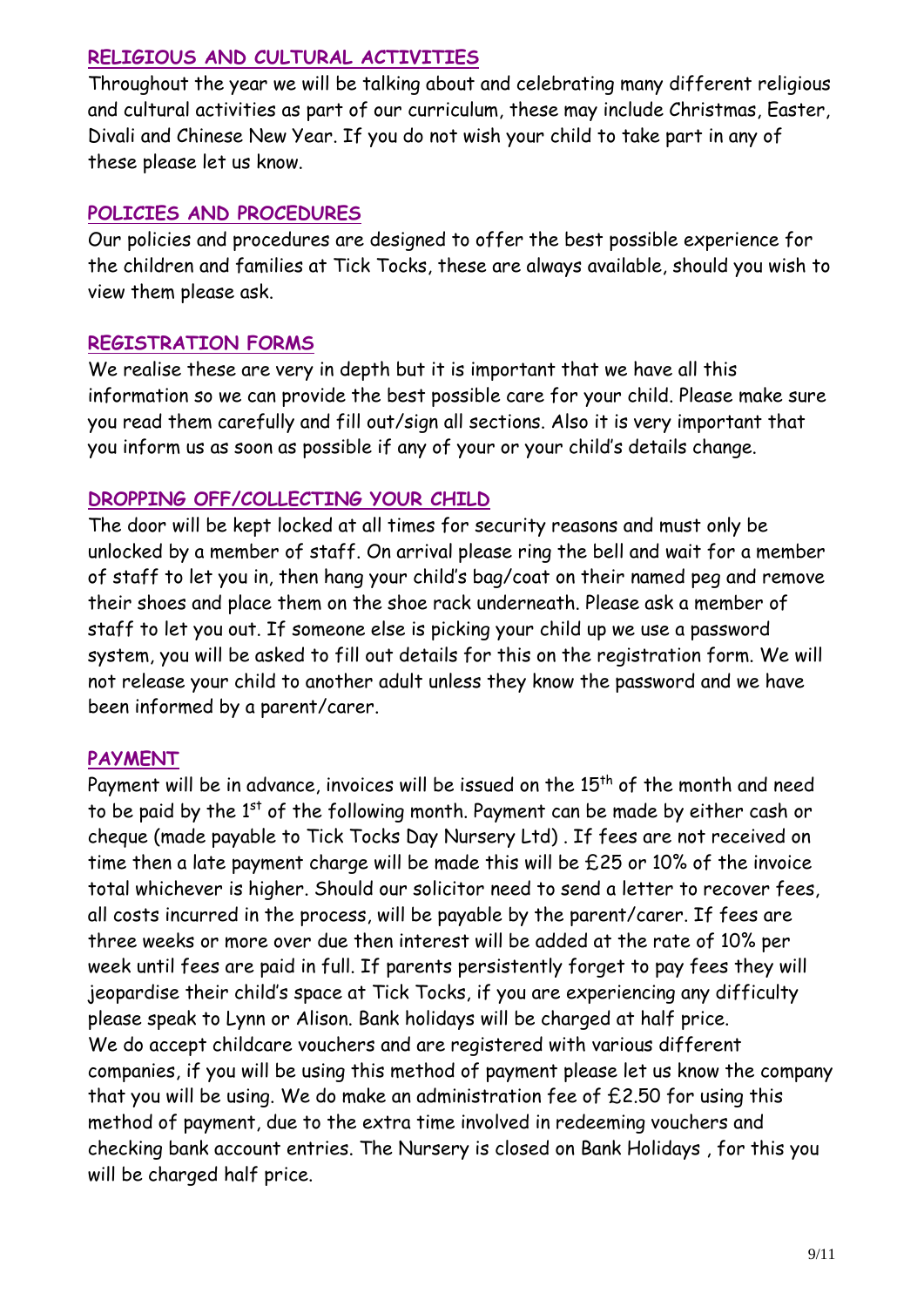## RELIGIOUS AND CULTURAL ACTIVITIES

Throughout the year we will be talking about and celebrating many different religious and cultural activities as part of our curriculum, these may include Christmas, Easter, Divali and Chinese New Year. If you do not wish your child to take part in any of these please let us know.

## POLICIES AND PROCEDURES

Our policies and procedures are designed to offer the best possible experience for the children and families at Tick Tocks, these are always available, should you wish to view them please ask.

## REGISTRATION FORMS

We realise these are very in depth but it is important that we have all this information so we can provide the best possible care for your child. Please make sure you read them carefully and fill out/sign all sections. Also it is very important that you inform us as soon as possible if any of your or your child's details change.

## DROPPING OFF/COLLECTING YOUR CHILD

The door will be kept locked at all times for security reasons and must only be unlocked by a member of staff. On arrival please ring the bell and wait for a member of staff to let you in, then hang your child's bag/coat on their named peg and remove their shoes and place them on the shoe rack underneath. Please ask a member of staff to let you out. If someone else is picking your child up we use a password system, you will be asked to fill out details for this on the registration form. We will not release your child to another adult unless they know the password and we have been informed by a parent/carer.

## PAYMENT

Payment will be in advance, invoices will be issued on the 15th of the month and need to be paid by the 1st of the following month. Payment can be made by either cash or cheque (made payable to Tick Tocks Day Nursery Ltd) . If fees are not received on time then a late payment charge will be made this will be £25 or 10% of the invoice total whichever is higher. Should our solicitor need to send a letter to recover fees, all costs incurred in the process, will be payable by the parent/carer. If fees are three weeks or more over due then interest will be added at the rate of 10% per week until fees are paid in full. If parents persistently forget to pay fees they will jeopardise their child's space at Tick Tocks, if you are experiencing any difficulty please speak to Lynn or Alison. Bank holidays will be charged at half price.
We do accept childcare vouchers and are registered with various different companies, if you will be using this method of payment please let us know the company that you will be using. We do make an administration fee of £2.50 for using this method of payment, due to the extra time involved in redeeming vouchers and checking bank account entries. The Nursery is closed on Bank Holidays , for this you will be charged half price.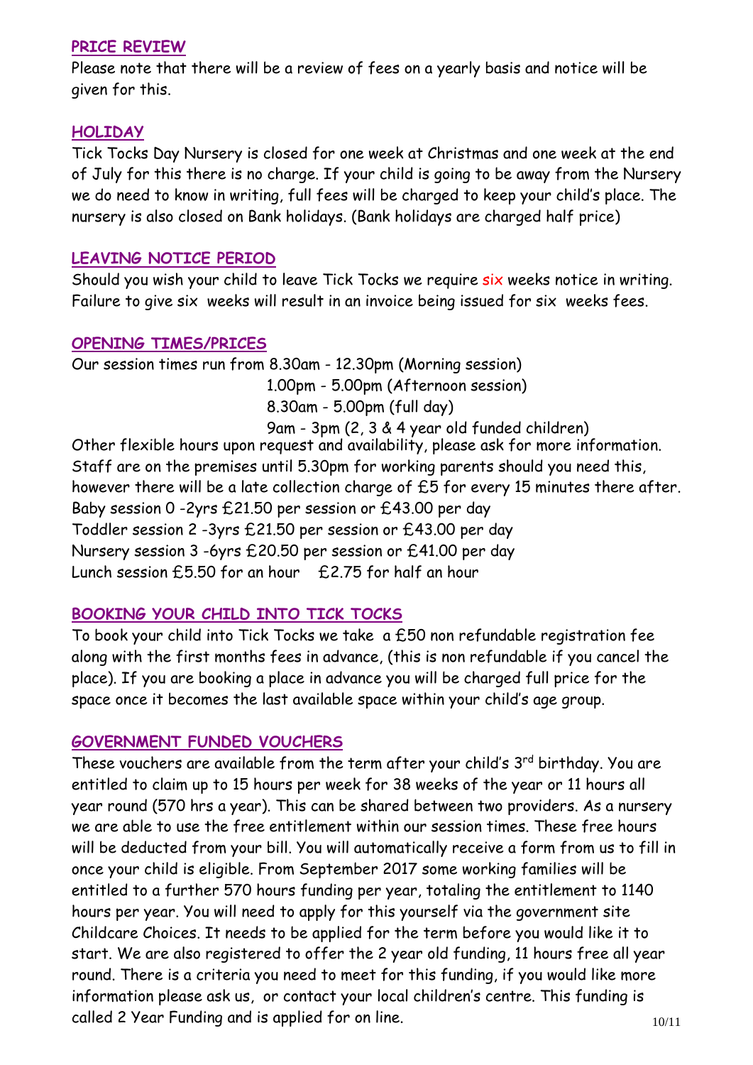## PRICE REVIEW

Please note that there will be a review of fees on a yearly basis and notice will be given for this.

## HOLIDAY

Tick Tocks Day Nursery is closed for one week at Christmas and one week at the end of July for this there is no charge. If your child is going to be away from the Nursery we do need to know in writing, full fees will be charged to keep your child's place. The nursery is also closed on Bank holidays. (Bank holidays are charged half price)

## LEAVING NOTICE PERIOD

Should you wish your child to leave Tick Tocks we require six weeks notice in writing. Failure to give six weeks will result in an invoice being issued for six weeks fees.

## OPENING TIMES/PRICES

Our session times run from 8.30am - 12.30pm (Morning session)
1.00pm - 5.00pm (Afternoon session)
8.30am - 5.00pm (full day)
9am - 3pm (2, 3 & 4 year old funded children)

Other flexible hours upon request and availability, please ask for more information. Staff are on the premises until 5.30pm for working parents should you need this, however there will be a late collection charge of £5 for every 15 minutes there after.

Baby session 0 -2yrs £21.50 per session or £43.00 per day
Toddler session 2 -3yrs £21.50 per session or £43.00 per day
Nursery session 3 -6yrs £20.50 per session or £41.00 per day
Lunch session £5.50 for an hour £2.75 for half an hour

## BOOKING YOUR CHILD INTO TICK TOCKS

To book your child into Tick Tocks we take a £50 non refundable registration fee along with the first months fees in advance, (this is non refundable if you cancel the place). If you are booking a place in advance you will be charged full price for the space once it becomes the last available space within your child's age group.

## GOVERNMENT FUNDED VOUCHERS

These vouchers are available from the term after your child's 3rd birthday. You are entitled to claim up to 15 hours per week for 38 weeks of the year or 11 hours all year round (570 hrs a year). This can be shared between two providers. As a nursery we are able to use the free entitlement within our session times. These free hours will be deducted from your bill. You will automatically receive a form from us to fill in once your child is eligible. From September 2017 some working families will be entitled to a further 570 hours funding per year, totaling the entitlement to 1140 hours per year. You will need to apply for this yourself via the government site Childcare Choices. It needs to be applied for the term before you would like it to start. We are also registered to offer the 2 year old funding, 11 hours free all year round. There is a criteria you need to meet for this funding, if you would like more information please ask us, or contact your local children's centre. This funding is called 2 Year Funding and is applied for on line.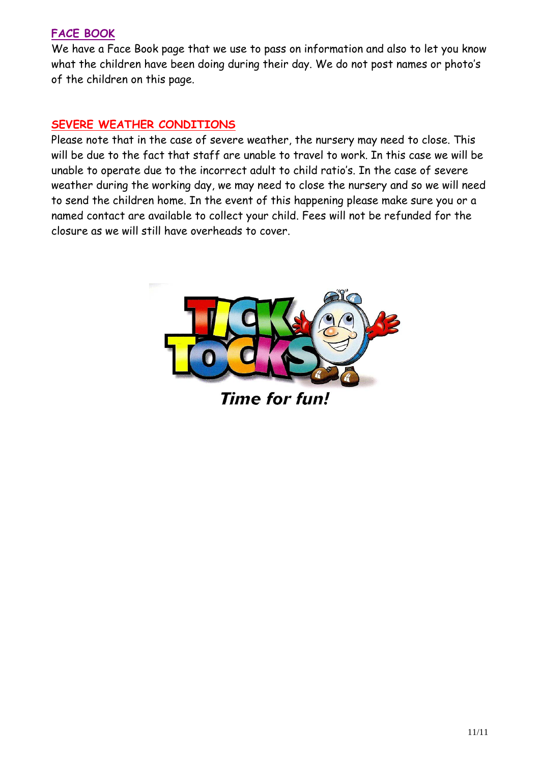## FACE BOOK

We have a Face Book page that we use to pass on information and also to let you know what the children have been doing during their day. We do not post names or photo's of the children on this page.

## SEVERE WEATHER CONDITIONS

Please note that in the case of severe weather, the nursery may need to close. This will be due to the fact that staff are unable to travel to work. In this case we will be unable to operate due to the incorrect adult to child ratio's. In the case of severe weather during the working day, we may need to close the nursery and so we will need to send the children home. In the event of this happening please make sure you or a named contact are available to collect your child. Fees will not be refunded for the closure as we will still have overheads to cover.

*Time for fun!*